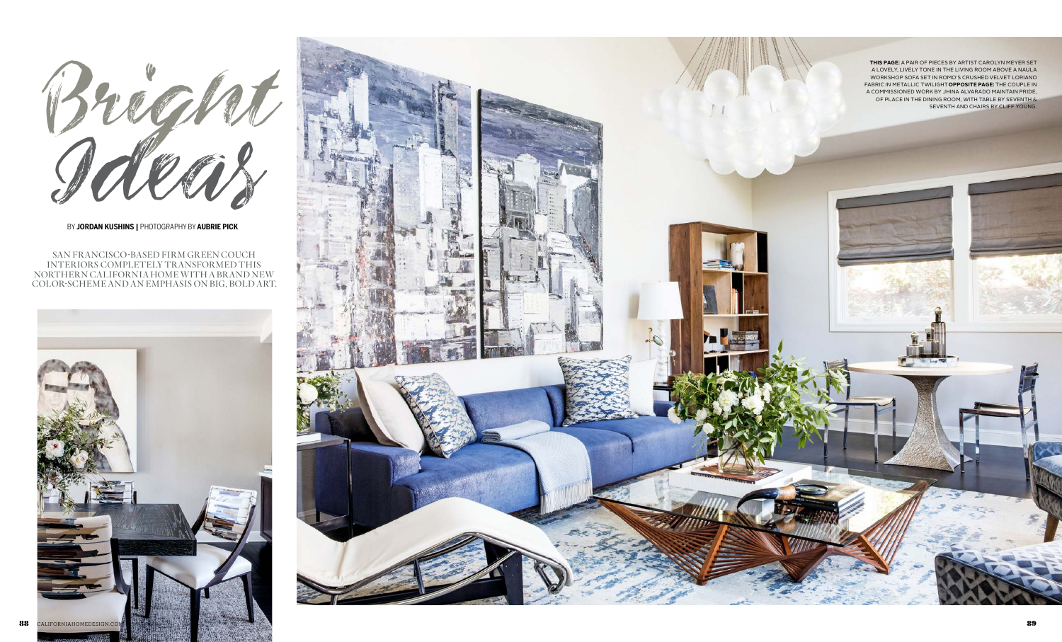# Bright Ideas

BY **JORDAN KUSHINS** | PHOTOGRAPHY BY **AUBRIE PICK**

SAN FRANCISCO-BASED FIRM GREEN COUCH INTERIORS COMPLETELY TRANSFORMED THIS NORTHERN CALIFORNIA HOME WITH A BRAND NEW COLOR-SCHEME AND AN EMPHASIS ON BIG, BOLD ART.

**THIS PAGE:** A PAIR OF PIECES BY ARTIST CAROLYN MEYER SET A LOVELY, LIVELY TONE IN THE LIVING ROOM ABOVE A NAULA WORKSHOP SOFA SET IN ROMO'S CRUSHED VELVET LORIANO FABRIC IN METALLIC TWILIGHT. **OPPOSITE PAGE:** THE COUPLE IN A COMMISSIONED WORK BY JHINA ALVARADO MAINTAIN PRIDE OF PLACE IN THE DINING ROOM, WITH TABLE BY SEVENTH & SEVENTH AND CHAIRS BY CLIFF YOUNG.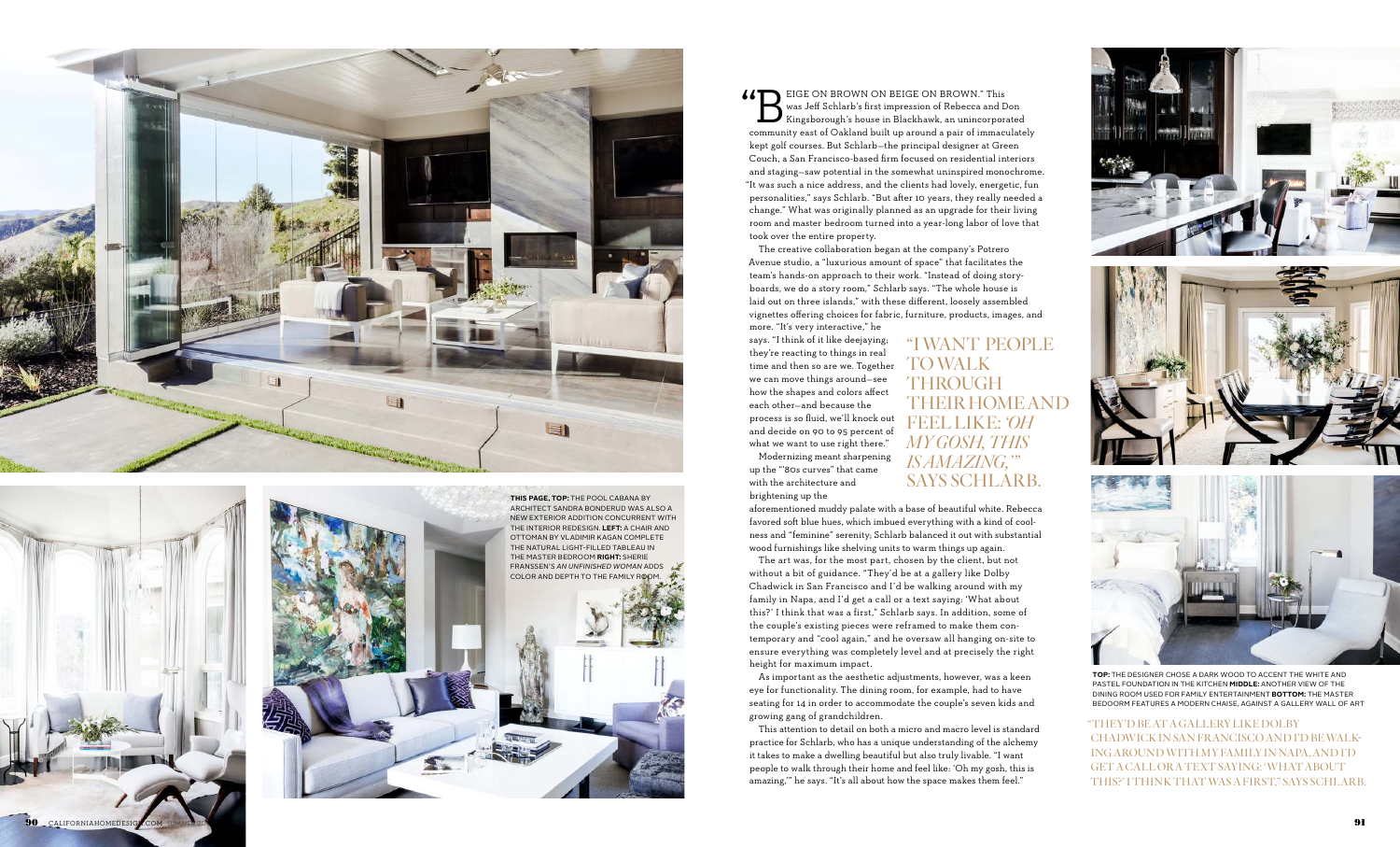"BEIGE ON BROWN ON BEIGE ON BROWN." This was Jeff Schlarb's first impression of Rebecca and Don Kingsborough's house in Blackhawk, an unincorporated community east of Oakland built up around a pair of immaculately kept golf courses. But Schlarb—the principal designer at Green Couch, a San Francisco-based firm focused on residential interiors and staging—saw potential in the somewhat uninspired monochrome. "It was such a nice address, and the clients had lovely, energetic, fun personalities," says Schlarb. "But after 10 years, they really needed a change." What was originally planned as an upgrade for their living room and master bedroom turned into a year-long labor of love that took over the entire property.

The creative collaboration began at the company's Potrero Avenue studio, a "luxurious amount of space" that facilitates the team's hands-on approach to their work. "Instead of doing storyboards, we do a story room," Schlarb says. "The whole house is laid out on three islands," with these different, loosely assembled vignettes offering choices for fabric, furniture, products, images, and more. "It's very interactive," he says. "I think of it like deejaying; they're reacting to things in real time and then so are we. Together we can move things around—see how the shapes and colors affect each other—and because the process is so fluid, we'll knock out and decide on 90 to 95 percent of what we want to use right there."

"I WANT PEOPLE TO WALK THROUGH THEIR HOME AND FEEL LIKE: *'OH MY GOSH, THIS IS AMAZING,'"* SAYS SCHLARB.

Modernizing meant sharpening up the "'80s curves" that came with the architecture and brightening up the aforementioned muddy palate with a base of beautiful white. Rebecca favored soft blue hues, which imbued everything with a kind of coolness and "feminine" serenity; Schlarb balanced it out with substantial wood furnishings like shelving units to warm things up again.

The art was, for the most part, chosen by the client, but not without a bit of guidance. "They'd be at a gallery like Dolby Chadwick in San Francisco and I'd be walking around with my family in Napa, and I'd get a call or a text saying: 'What about this?' I think that was a first," Schlarb says. In addition, some of the couple's existing pieces were reframed to make them contemporary and "cool again," and he oversaw all hanging on-site to ensure everything was completely level and at precisely the right height for maximum impact.

As important as the aesthetic adjustments, however, was a keen eye for functionality. The dining room, for example, had to have seating for 14 in order to accommodate the couple's seven kids and growing gang of grandchildren.

This attention to detail on both a micro and macro level is standard practice for Schlarb, who has a unique understanding of the alchemy it takes to make a dwelling beautiful but also truly livable. "I want people to walk through their home and feel like: 'Oh my gosh, this is amazing,'" he says. "It's all about how the space makes them feel."

**THIS PAGE, TOP:** THE POOL CABANA BY ARCHITECT SANDRA BONDERUD WAS ALSO A NEW EXTERIOR ADDITION CONCURRENT WITH THE INTERIOR REDESIGN. **LEFT:** A CHAIR AND OTTOMAN BY VLADIMIR KAGAN COMPLETE THE NATURAL LIGHT-FILLED TABLEAU IN THE MASTER BEDROOM **RIGHT:** SHERIE FRANSSEN'S *AN UNFINISHED WOMAN* ADDS COLOR AND DEPTH TO THE FAMILY ROOM.

**TOP:** THE DESIGNER CHOSE A DARK WOOD TO ACCENT THE WHITE AND PASTEL FOUNDATION IN THE KITCHEN **MIDDLE:** ANOTHER VIEW OF THE DINING ROOM USED FOR FAMILY ENTERTAINMENT **BOTTOM:** THE MASTER BEDOORM FEATURES A MODERN CHAISE, AGAINST A GALLERY WALL OF ART

"THEY'D BE AT A GALLERY LIKE DOLBY CHADWICK IN SAN FRANCISCO AND I'D BE WALKING AROUND WITH MY FAMILY IN NAPA, AND I'D GET A CALL OR A TEXT SAYING: 'WHAT ABOUT THIS?' I THINK THAT WAS A FIRST," SAYS SCHLARB.